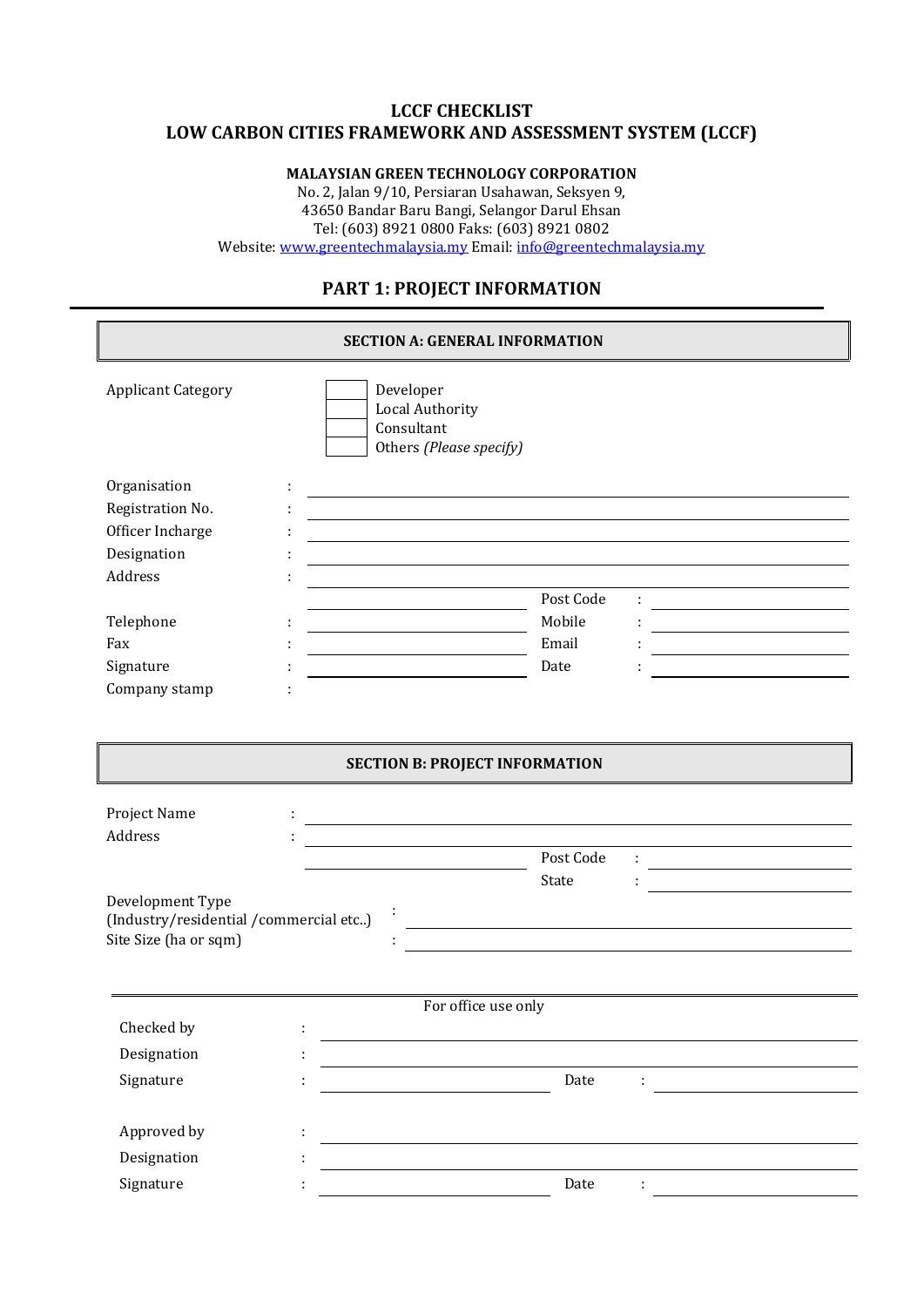# LCCF CHECKLIST
# LOW CARBON CITIES FRAMEWORK AND ASSESSMENT SYSTEM (LCCF)

**MALAYSIAN GREEN TECHNOLOGY CORPORATION**
No. 2, Jalan 9/10, Persiaran Usahawan, Seksyen 9,
43650 Bandar Baru Bangi, Selangor Darul Ehsan
Tel: (603) 8921 0800 Faks: (603) 8921 0802
Website: www.greentechmalaysia.my Email: info@greentechmalaysia.my

## PART 1: PROJECT INFORMATION

### SECTION A: GENERAL INFORMATION

Applicant Category
- [ ] Developer
- [ ] Local Authority
- [ ] Consultant
- [ ] Others *(Please specify)*

| | | | | |
|---|---|---|---|---|
| Organisation | : | | | |
| Registration No. | : | | | |
| Officer Incharge | : | | | |
| Designation | : | | | |
| Address | : | | | |
| | | | Post Code | : |
| Telephone | : | | Mobile | : |
| Fax | : | | Email | : |
| Signature | : | | Date | : |
| Company stamp | : | | | |

### SECTION B: PROJECT INFORMATION

| | | | | |
|---|---|---|---|---|
| Project Name | : | | | |
| Address | : | | | |
| | | | Post Code | : |
| | | | State | : |
| Development Type (Industry/residential /commercial etc..) | : | | | |
| Site Size (ha or sqm) | : | | | |

For office use only

| | | | | |
|---|---|---|---|---|
| Checked by | : | | | |
| Designation | : | | | |
| Signature | : | | Date | : |
| Approved by | : | | | |
| Designation | : | | | |
| Signature | : | | Date | : |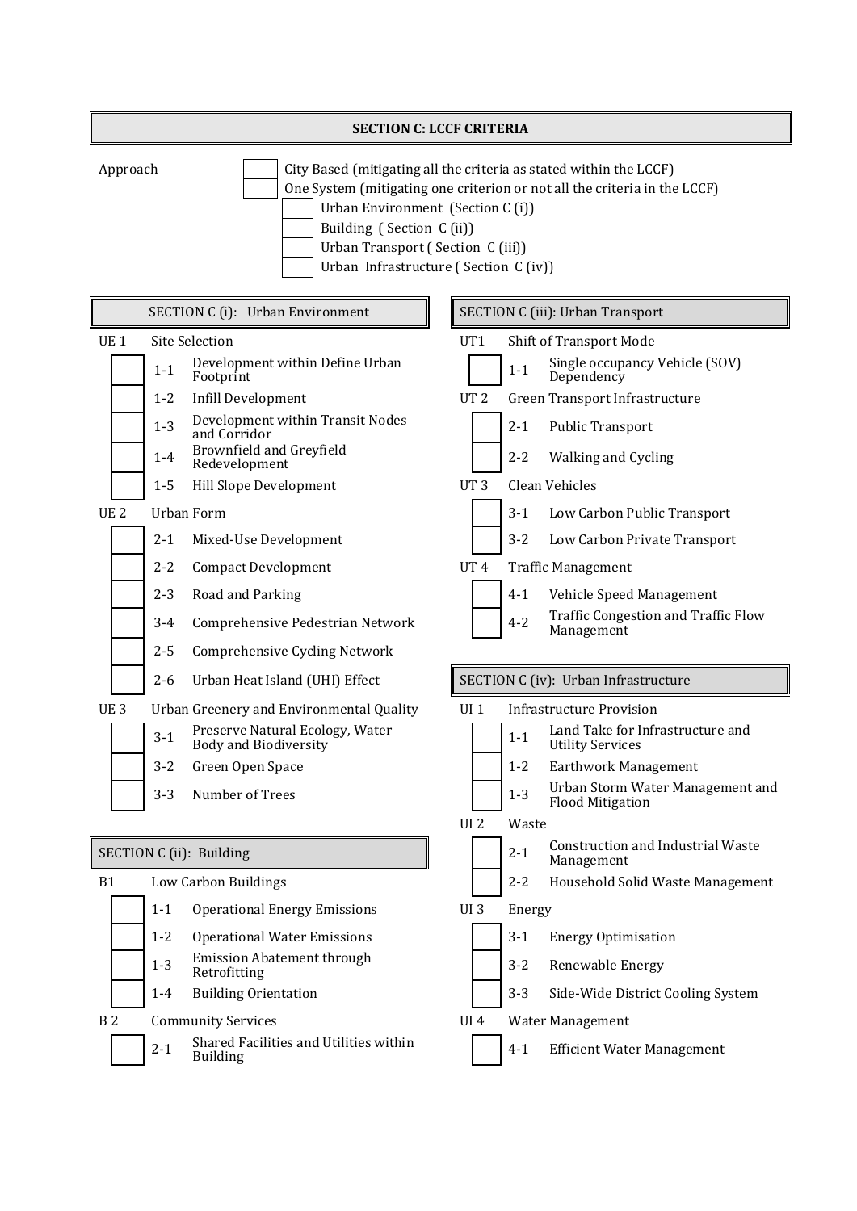## SECTION C: LCCF CRITERIA

Approach

- [ ] City Based (mitigating all the criteria as stated within the LCCF)
- [ ] One System (mitigating one criterion or not all the criteria in the LCCF)
  - [ ] Urban Environment (Section C (i))
  - [ ] Building ( Section C (ii))
  - [ ] Urban Transport ( Section C (iii))
  - [ ] Urban Infrastructure ( Section C (iv))

### SECTION C (i): Urban Environment

**UE 1 Site Selection**

- [ ] 1-1 Development within Define Urban Footprint
- [ ] 1-2 Infill Development
- [ ] 1-3 Development within Transit Nodes and Corridor
- [ ] 1-4 Brownfield and Greyfield Redevelopment
- [ ] 1-5 Hill Slope Development

**UE 2 Urban Form**

- [ ] 2-1 Mixed-Use Development
- [ ] 2-2 Compact Development
- [ ] 2-3 Road and Parking
- [ ] 3-4 Comprehensive Pedestrian Network
- [ ] 2-5 Comprehensive Cycling Network
- [ ] 2-6 Urban Heat Island (UHI) Effect

**UE 3 Urban Greenery and Environmental Quality**

- [ ] 3-1 Preserve Natural Ecology, Water Body and Biodiversity
- [ ] 3-2 Green Open Space
- [ ] 3-3 Number of Trees

### SECTION C (ii): Building

**B1 Low Carbon Buildings**

- [ ] 1-1 Operational Energy Emissions
- [ ] 1-2 Operational Water Emissions
- [ ] 1-3 Emission Abatement through Retrofitting
- [ ] 1-4 Building Orientation

**B 2 Community Services**

- [ ] 2-1 Shared Facilities and Utilities within Building

### SECTION C (iii): Urban Transport

**UT1 Shift of Transport Mode**

- [ ] 1-1 Single occupancy Vehicle (SOV) Dependency

**UT 2 Green Transport Infrastructure**

- [ ] 2-1 Public Transport
- [ ] 2-2 Walking and Cycling

**UT 3 Clean Vehicles**

- [ ] 3-1 Low Carbon Public Transport
- [ ] 3-2 Low Carbon Private Transport

**UT 4 Traffic Management**

- [ ] 4-1 Vehicle Speed Management
- [ ] 4-2 Traffic Congestion and Traffic Flow Management

### SECTION C (iv): Urban Infrastructure

**UI 1 Infrastructure Provision**

- [ ] 1-1 Land Take for Infrastructure and Utility Services
- [ ] 1-2 Earthwork Management
- [ ] 1-3 Urban Storm Water Management and Flood Mitigation

**UI 2 Waste**

- [ ] 2-1 Construction and Industrial Waste Management
- [ ] 2-2 Household Solid Waste Management

**UI 3 Energy**

- [ ] 3-1 Energy Optimisation
- [ ] 3-2 Renewable Energy
- [ ] 3-3 Side-Wide District Cooling System

**UI 4 Water Management**

- [ ] 4-1 Efficient Water Management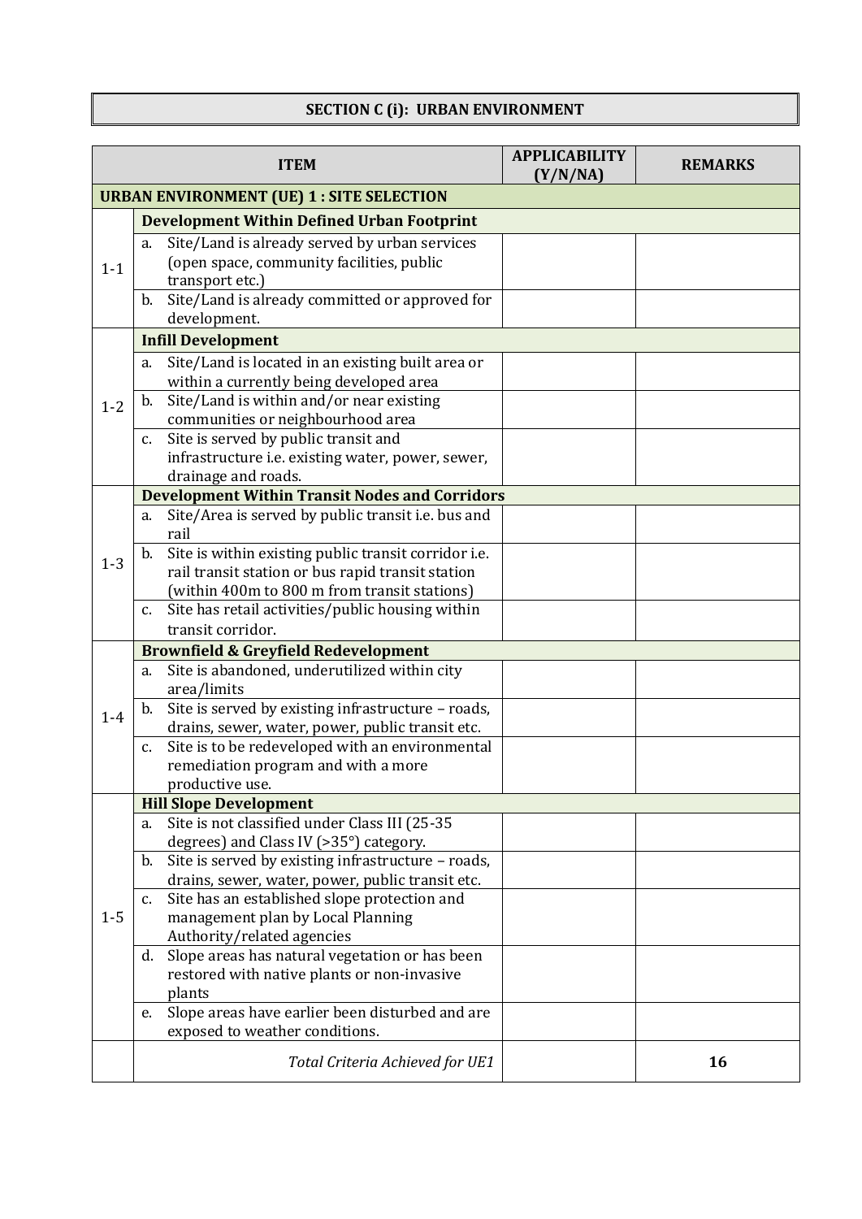## SECTION C (i): URBAN ENVIRONMENT

| | ITEM | APPLICABILITY (Y/N/NA) | REMARKS |
|---|---|---|---|
| **URBAN ENVIRONMENT (UE) 1 : SITE SELECTION** | | | |
| 1-1 | **Development Within Defined Urban Footprint** | | |
| | a. Site/Land is already served by urban services (open space, community facilities, public transport etc.) | | |
| | b. Site/Land is already committed or approved for development. | | |
| 1-2 | **Infill Development** | | |
| | a. Site/Land is located in an existing built area or within a currently being developed area | | |
| | b. Site/Land is within and/or near existing communities or neighbourhood area | | |
| | c. Site is served by public transit and infrastructure i.e. existing water, power, sewer, drainage and roads. | | |
| 1-3 | **Development Within Transit Nodes and Corridors** | | |
| | a. Site/Area is served by public transit i.e. bus and rail | | |
| | b. Site is within existing public transit corridor i.e. rail transit station or bus rapid transit station (within 400m to 800 m from transit stations) | | |
| | c. Site has retail activities/public housing within transit corridor. | | |
| 1-4 | **Brownfield & Greyfield Redevelopment** | | |
| | a. Site is abandoned, underutilized within city area/limits | | |
| | b. Site is served by existing infrastructure – roads, drains, sewer, water, power, public transit etc. | | |
| | c. Site is to be redeveloped with an environmental remediation program and with a more productive use. | | |
| 1-5 | **Hill Slope Development** | | |
| | a. Site is not classified under Class III (25-35 degrees) and Class IV (>35°) category. | | |
| | b. Site is served by existing infrastructure – roads, drains, sewer, water, power, public transit etc. | | |
| | c. Site has an established slope protection and management plan by Local Planning Authority/related agencies | | |
| | d. Slope areas has natural vegetation or has been restored with native plants or non-invasive plants | | |
| | e. Slope areas have earlier been disturbed and are exposed to weather conditions. | | |
| | *Total Criteria Achieved for UE1* | | **16** |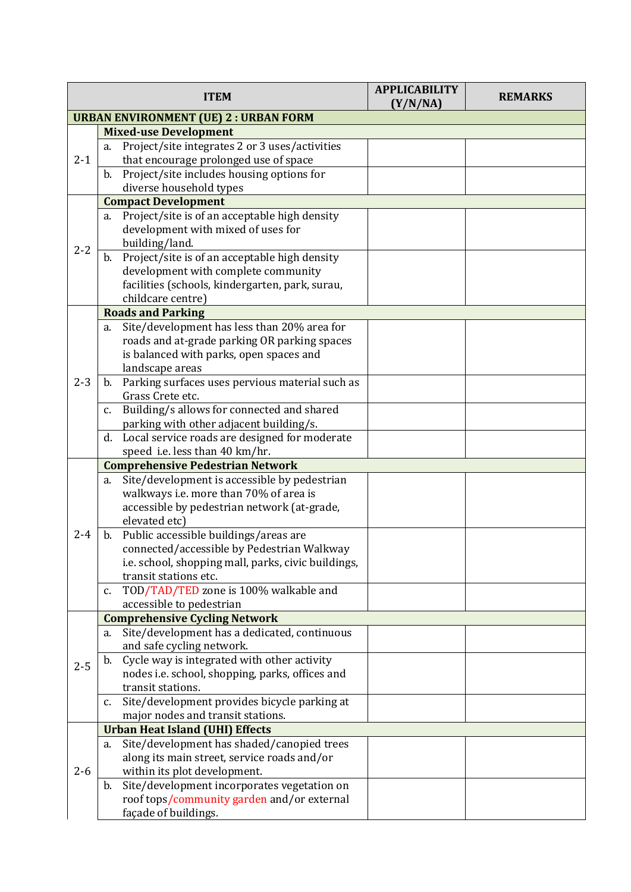| | ITEM | APPLICABILITY (Y/N/NA) | REMARKS |
|---|---|---|---|
| **URBAN ENVIRONMENT (UE) 2 : URBAN FORM** | | | |
| 2-1 | **Mixed-use Development** | | |
| | a. Project/site integrates 2 or 3 uses/activities that encourage prolonged use of space | | |
| | b. Project/site includes housing options for diverse household types | | |
| 2-2 | **Compact Development** | | |
| | a. Project/site is of an acceptable high density development with mixed of uses for building/land. | | |
| | b. Project/site is of an acceptable high density development with complete community facilities (schools, kindergarten, park, surau, childcare centre) | | |
| 2-3 | **Roads and Parking** | | |
| | a. Site/development has less than 20% area for roads and at-grade parking OR parking spaces is balanced with parks, open spaces and landscape areas | | |
| | b. Parking surfaces uses pervious material such as Grass Crete etc. | | |
| | c. Building/s allows for connected and shared parking with other adjacent building/s. | | |
| | d. Local service roads are designed for moderate speed i.e. less than 40 km/hr. | | |
| 2-4 | **Comprehensive Pedestrian Network** | | |
| | a. Site/development is accessible by pedestrian walkways i.e. more than 70% of area is accessible by pedestrian network (at-grade, elevated etc) | | |
| | b. Public accessible buildings/areas are connected/accessible by Pedestrian Walkway i.e. school, shopping mall, parks, civic buildings, transit stations etc. | | |
| | c. TOD/TAD/TED zone is 100% walkable and accessible to pedestrian | | |
| 2-5 | **Comprehensive Cycling Network** | | |
| | a. Site/development has a dedicated, continuous and safe cycling network. | | |
| | b. Cycle way is integrated with other activity nodes i.e. school, shopping, parks, offices and transit stations. | | |
| | c. Site/development provides bicycle parking at major nodes and transit stations. | | |
| 2-6 | **Urban Heat Island (UHI) Effects** | | |
| | a. Site/development has shaded/canopied trees along its main street, service roads and/or within its plot development. | | |
| | b. Site/development incorporates vegetation on roof tops/community garden and/or external façade of buildings. | | |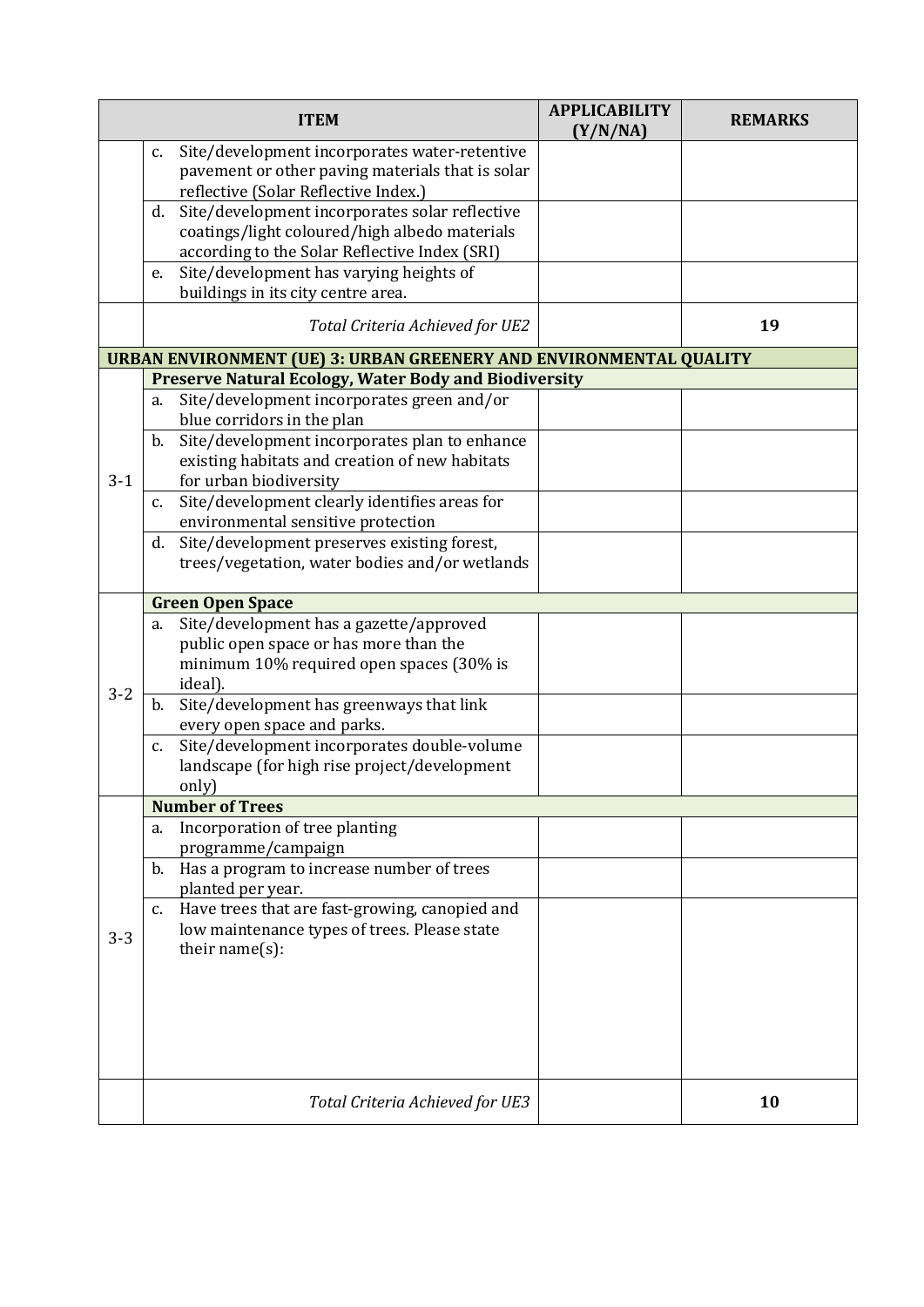| | ITEM | APPLICABILITY (Y/N/NA) | REMARKS |
|---|---|---|---|
| | c. Site/development incorporates water-retentive pavement or other paving materials that is solar reflective (Solar Reflective Index.) | | |
| | d. Site/development incorporates solar reflective coatings/light coloured/high albedo materials according to the Solar Reflective Index (SRI) | | |
| | e. Site/development has varying heights of buildings in its city centre area. | | |
| | *Total Criteria Achieved for UE2* | | **19** |
| **URBAN ENVIRONMENT (UE) 3: URBAN GREENERY AND ENVIRONMENTAL QUALITY** | | | |
| 3-1 | **Preserve Natural Ecology, Water Body and Biodiversity** | | |
| | a. Site/development incorporates green and/or blue corridors in the plan | | |
| | b. Site/development incorporates plan to enhance existing habitats and creation of new habitats for urban biodiversity | | |
| | c. Site/development clearly identifies areas for environmental sensitive protection | | |
| | d. Site/development preserves existing forest, trees/vegetation, water bodies and/or wetlands | | |
| 3-2 | **Green Open Space** | | |
| | a. Site/development has a gazette/approved public open space or has more than the minimum 10% required open spaces (30% is ideal). | | |
| | b. Site/development has greenways that link every open space and parks. | | |
| | c. Site/development incorporates double-volume landscape (for high rise project/development only) | | |
| 3-3 | **Number of Trees** | | |
| | a. Incorporation of tree planting programme/campaign | | |
| | b. Has a program to increase number of trees planted per year. | | |
| | c. Have trees that are fast-growing, canopied and low maintenance types of trees. Please state their name(s): | | |
| | *Total Criteria Achieved for UE3* | | **10** |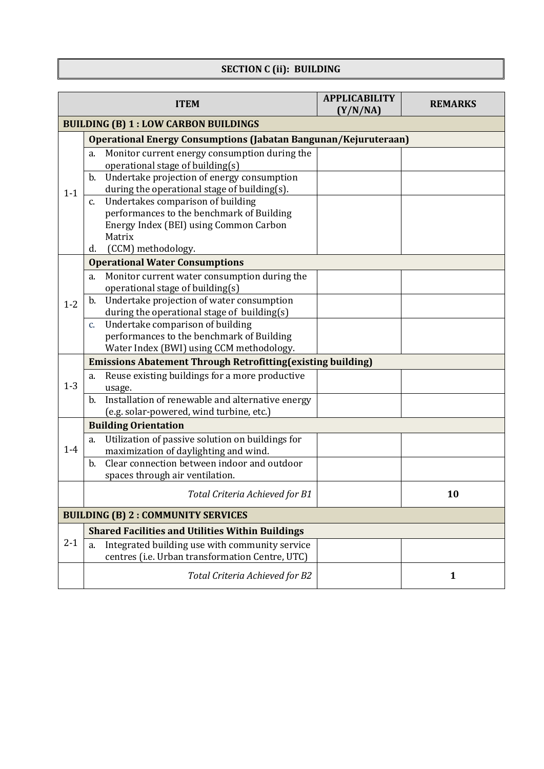# SECTION C (ii): BUILDING

| ITEM | | APPLICABILITY (Y/N/NA) | REMARKS |
|---|---|---|---|
| **BUILDING (B) 1 : LOW CARBON BUILDINGS** | | | |
| 1-1 | **Operational Energy Consumptions (Jabatan Bangunan/Kejuruteraan)** | | |
| | a. Monitor current energy consumption during the operational stage of building(s) | | |
| | b. Undertake projection of energy consumption during the operational stage of building(s). | | |
| | c. Undertakes comparison of building performances to the benchmark of Building Energy Index (BEI) using Common Carbon Matrix<br>d. (CCM) methodology. | | |
| 1-2 | **Operational Water Consumptions** | | |
| | a. Monitor current water consumption during the operational stage of building(s) | | |
| | b. Undertake projection of water consumption during the operational stage of building(s) | | |
| | c. Undertake comparison of building performances to the benchmark of Building Water Index (BWI) using CCM methodology. | | |
| 1-3 | **Emissions Abatement Through Retrofitting(existing building)** | | |
| | a. Reuse existing buildings for a more productive usage. | | |
| | b. Installation of renewable and alternative energy (e.g. solar-powered, wind turbine, etc.) | | |
| 1-4 | **Building Orientation** | | |
| | a. Utilization of passive solution on buildings for maximization of daylighting and wind. | | |
| | b. Clear connection between indoor and outdoor spaces through air ventilation. | | |
| | *Total Criteria Achieved for B1* | | **10** |
| **BUILDING (B) 2 : COMMUNITY SERVICES** | | | |
| 2-1 | **Shared Facilities and Utilities Within Buildings** | | |
| | a. Integrated building use with community service centres (i.e. Urban transformation Centre, UTC) | | |
| | *Total Criteria Achieved for B2* | | **1** |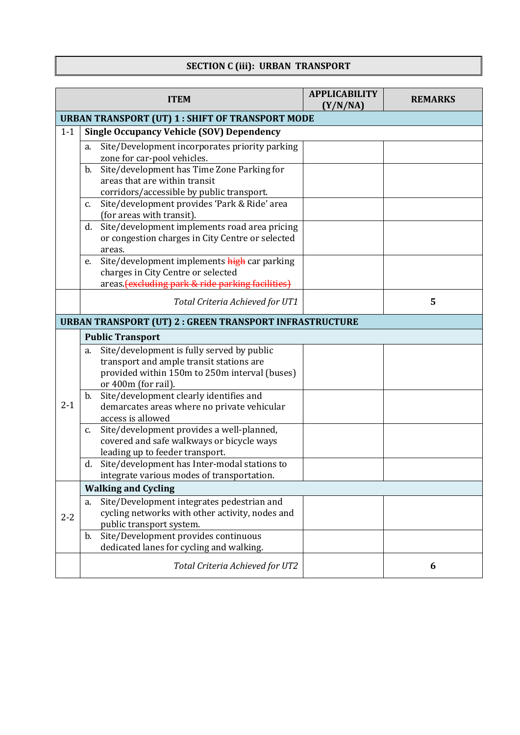**SECTION C (iii): URBAN TRANSPORT**

| ITEM | | APPLICABILITY (Y/N/NA) | REMARKS |
|---|---|---|---|
| **URBAN TRANSPORT (UT) 1 : SHIFT OF TRANSPORT MODE** | | | |
| 1-1 | **Single Occupancy Vehicle (SOV) Dependency** | | |
| | a. Site/Development incorporates priority parking zone for car-pool vehicles. | | |
| | b. Site/development has Time Zone Parking for areas that are within transit corridors/accessible by public transport. | | |
| | c. Site/development provides 'Park & Ride' area (for areas with transit). | | |
| | d. Site/development implements road area pricing or congestion charges in City Centre or selected areas. | | |
| | e. Site/development implements ~~high~~ car parking charges in City Centre or selected areas.~~(excluding park & ride parking facilities)~~ | | |
| | *Total Criteria Achieved for UT1* | | **5** |
| **URBAN TRANSPORT (UT) 2 : GREEN TRANSPORT INFRASTRUCTURE** | | | |
| 2-1 | **Public Transport** | | |
| | a. Site/development is fully served by public transport and ample transit stations are provided within 150m to 250m interval (buses) or 400m (for rail). | | |
| | b. Site/development clearly identifies and demarcates areas where no private vehicular access is allowed | | |
| | c. Site/development provides a well-planned, covered and safe walkways or bicycle ways leading up to feeder transport. | | |
| | d. Site/development has Inter-modal stations to integrate various modes of transportation. | | |
| 2-2 | **Walking and Cycling** | | |
| | a. Site/Development integrates pedestrian and cycling networks with other activity, nodes and public transport system. | | |
| | b. Site/Development provides continuous dedicated lanes for cycling and walking. | | |
| | *Total Criteria Achieved for UT2* | | **6** |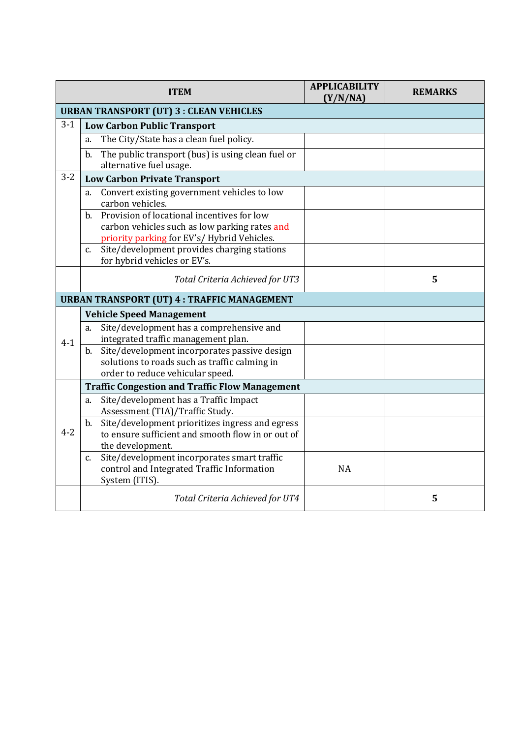| ITEM | | APPLICABILITY (Y/N/NA) | REMARKS |
|---|---|---|---|
| **URBAN TRANSPORT (UT) 3 : CLEAN VEHICLES** | | | |
| 3-1 | **Low Carbon Public Transport** | | |
| | a. The City/State has a clean fuel policy. | | |
| | b. The public transport (bus) is using clean fuel or alternative fuel usage. | | |
| 3-2 | **Low Carbon Private Transport** | | |
| | a. Convert existing government vehicles to low carbon vehicles. | | |
| | b. Provision of locational incentives for low carbon vehicles such as low parking rates and priority parking for EV's/ Hybrid Vehicles. | | |
| | c. Site/development provides charging stations for hybrid vehicles or EV's. | | |
| | *Total Criteria Achieved for UT3* | | **5** |
| **URBAN TRANSPORT (UT) 4 : TRAFFIC MANAGEMENT** | | | |
| 4-1 | **Vehicle Speed Management** | | |
| | a. Site/development has a comprehensive and integrated traffic management plan. | | |
| | b. Site/development incorporates passive design solutions to roads such as traffic calming in order to reduce vehicular speed. | | |
| 4-2 | **Traffic Congestion and Traffic Flow Management** | | |
| | a. Site/development has a Traffic Impact Assessment (TIA)/Traffic Study. | | |
| | b. Site/development prioritizes ingress and egress to ensure sufficient and smooth flow in or out of the development. | | |
| | c. Site/development incorporates smart traffic control and Integrated Traffic Information System (ITIS). | NA | |
| | *Total Criteria Achieved for UT4* | | **5** |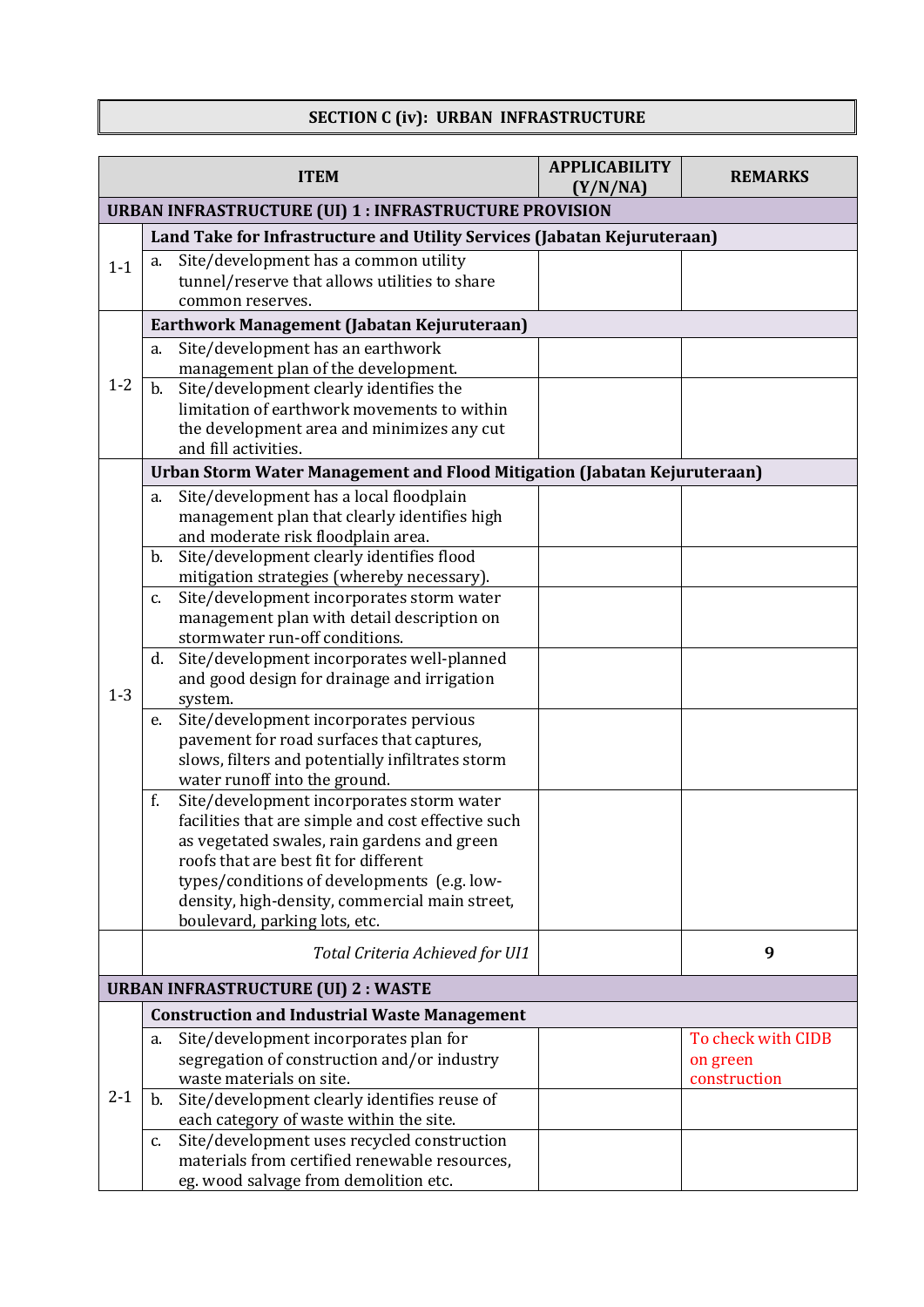## SECTION C (iv): URBAN INFRASTRUCTURE

| | ITEM | APPLICABILITY (Y/N/NA) | REMARKS |
|---|---|---|---|
| **URBAN INFRASTRUCTURE (UI) 1 : INFRASTRUCTURE PROVISION** | | | |
| | **Land Take for Infrastructure and Utility Services (Jabatan Kejuruteraan)** | | |
| 1-1 | a. Site/development has a common utility tunnel/reserve that allows utilities to share common reserves. | | |
| | **Earthwork Management (Jabatan Kejuruteraan)** | | |
| 1-2 | a. Site/development has an earthwork management plan of the development. | | |
| | b. Site/development clearly identifies the limitation of earthwork movements to within the development area and minimizes any cut and fill activities. | | |
| | **Urban Storm Water Management and Flood Mitigation (Jabatan Kejuruteraan)** | | |
| 1-3 | a. Site/development has a local floodplain management plan that clearly identifies high and moderate risk floodplain area. | | |
| | b. Site/development clearly identifies flood mitigation strategies (whereby necessary). | | |
| | c. Site/development incorporates storm water management plan with detail description on stormwater run-off conditions. | | |
| | d. Site/development incorporates well-planned and good design for drainage and irrigation system. | | |
| | e. Site/development incorporates pervious pavement for road surfaces that captures, slows, filters and potentially infiltrates storm water runoff into the ground. | | |
| | f. Site/development incorporates storm water facilities that are simple and cost effective such as vegetated swales, rain gardens and green roofs that are best fit for different types/conditions of developments (e.g. low-density, high-density, commercial main street, boulevard, parking lots, etc. | | |
| | *Total Criteria Achieved for UI1* | | **9** |
| **URBAN INFRASTRUCTURE (UI) 2 : WASTE** | | | |
| | **Construction and Industrial Waste Management** | | |
| 2-1 | a. Site/development incorporates plan for segregation of construction and/or industry waste materials on site. | | To check with CIDB on green construction |
| | b. Site/development clearly identifies reuse of each category of waste within the site. | | |
| | c. Site/development uses recycled construction materials from certified renewable resources, eg. wood salvage from demolition etc. | | |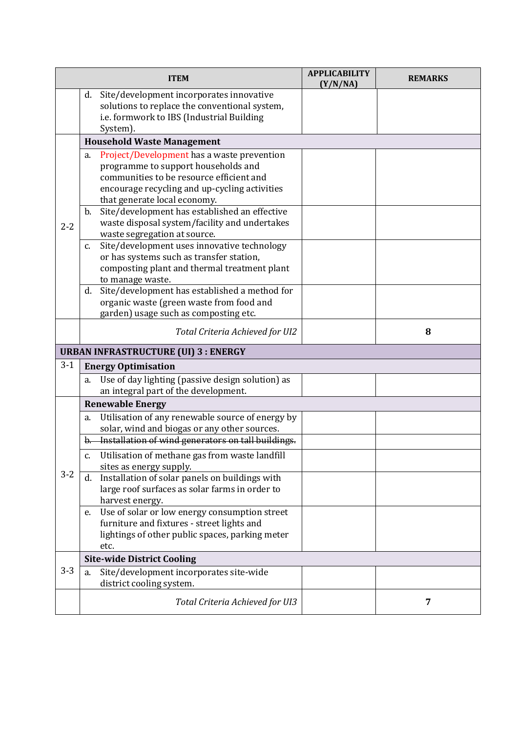| | ITEM | APPLICABILITY (Y/N/NA) | REMARKS |
|---|---|---|---|
| | d. Site/development incorporates innovative solutions to replace the conventional system, i.e. formwork to IBS (Industrial Building System). | | |
| 2-2 | **Household Waste Management** | | |
| | a. Project/Development has a waste prevention programme to support households and communities to be resource efficient and encourage recycling and up-cycling activities that generate local economy. | | |
| | b. Site/development has established an effective waste disposal system/facility and undertakes waste segregation at source. | | |
| | c. Site/development uses innovative technology or has systems such as transfer station, composting plant and thermal treatment plant to manage waste. | | |
| | d. Site/development has established a method for organic waste (green waste from food and garden) usage such as composting etc. | | |
| | *Total Criteria Achieved for UI2* | | **8** |
| **URBAN INFRASTRUCTURE (UI) 3 : ENERGY** | | | |
| 3-1 | **Energy Optimisation** | | |
| | a. Use of day lighting (passive design solution) as an integral part of the development. | | |
| 3-2 | **Renewable Energy** | | |
| | a. Utilisation of any renewable source of energy by solar, wind and biogas or any other sources. | | |
| | ~~b. Installation of wind generators on tall buildings.~~ | | |
| | c. Utilisation of methane gas from waste landfill sites as energy supply. | | |
| | d. Installation of solar panels on buildings with large roof surfaces as solar farms in order to harvest energy. | | |
| | e. Use of solar or low energy consumption street furniture and fixtures - street lights and lightings of other public spaces, parking meter etc. | | |
| 3-3 | **Site-wide District Cooling** | | |
| | a. Site/development incorporates site-wide district cooling system. | | |
| | *Total Criteria Achieved for UI3* | | **7** |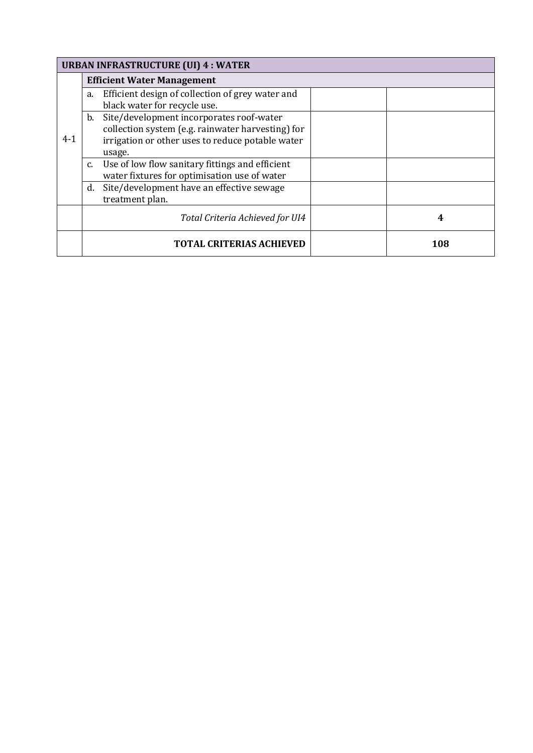| URBAN INFRASTRUCTURE (UI) 4 : WATER | | | |
|---|---|---|---|
| | **Efficient Water Management** | | |
| 4-1 | a. Efficient design of collection of grey water and black water for recycle use. | | |
| | b. Site/development incorporates roof-water collection system (e.g. rainwater harvesting) for irrigation or other uses to reduce potable water usage. | | |
| | c. Use of low flow sanitary fittings and efficient water fixtures for optimisation use of water | | |
| | d. Site/development have an effective sewage treatment plan. | | |
| | *Total Criteria Achieved for UI4* | | **4** |
| | **TOTAL CRITERIAS ACHIEVED** | | **108** |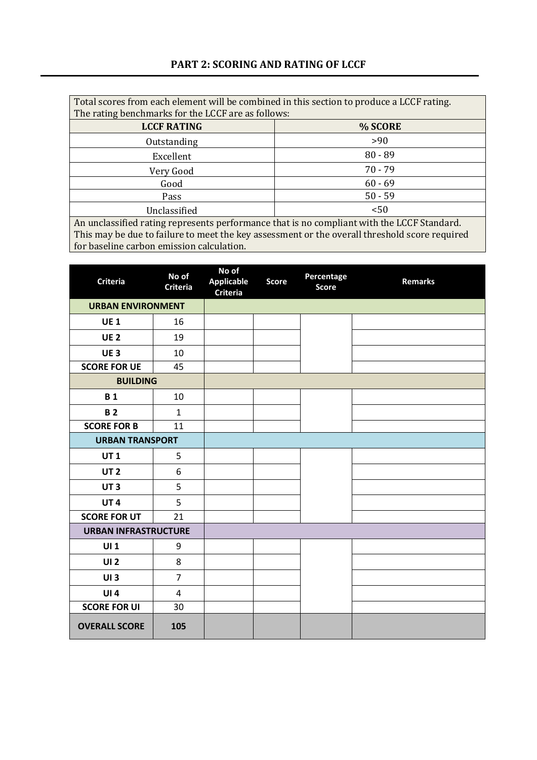## PART 2: SCORING AND RATING OF LCCF

| Total scores from each element will be combined in this section to produce a LCCF rating. The rating benchmarks for the LCCF are as follows: | |
|---|---|
| **LCCF RATING** | **% SCORE** |
| Outstanding | >90 |
| Excellent | 80 - 89 |
| Very Good | 70 - 79 |
| Good | 60 - 69 |
| Pass | 50 - 59 |
| Unclassified | <50 |
| An unclassified rating represents performance that is no compliant with the LCCF Standard. This may be due to failure to meet the key assessment or the overall threshold score required for baseline carbon emission calculation. | |

| Criteria | No of Criteria | No of Applicable Criteria | Score | Percentage Score | Remarks |
|---|---|---|---|---|---|
| **URBAN ENVIRONMENT** | | | | | |
| **UE 1** | 16 | | | | |
| **UE 2** | 19 | | | | |
| **UE 3** | 10 | | | | |
| **SCORE FOR UE** | 45 | | | | |
| **BUILDING** | | | | | |
| **B 1** | 10 | | | | |
| **B 2** | 1 | | | | |
| **SCORE FOR B** | 11 | | | | |
| **URBAN TRANSPORT** | | | | | |
| **UT 1** | 5 | | | | |
| **UT 2** | 6 | | | | |
| **UT 3** | 5 | | | | |
| **UT 4** | 5 | | | | |
| **SCORE FOR UT** | 21 | | | | |
| **URBAN INFRASTRUCTURE** | | | | | |
| **UI 1** | 9 | | | | |
| **UI 2** | 8 | | | | |
| **UI 3** | 7 | | | | |
| **UI 4** | 4 | | | | |
| **SCORE FOR UI** | 30 | | | | |
| **OVERALL SCORE** | **105** | | | | |